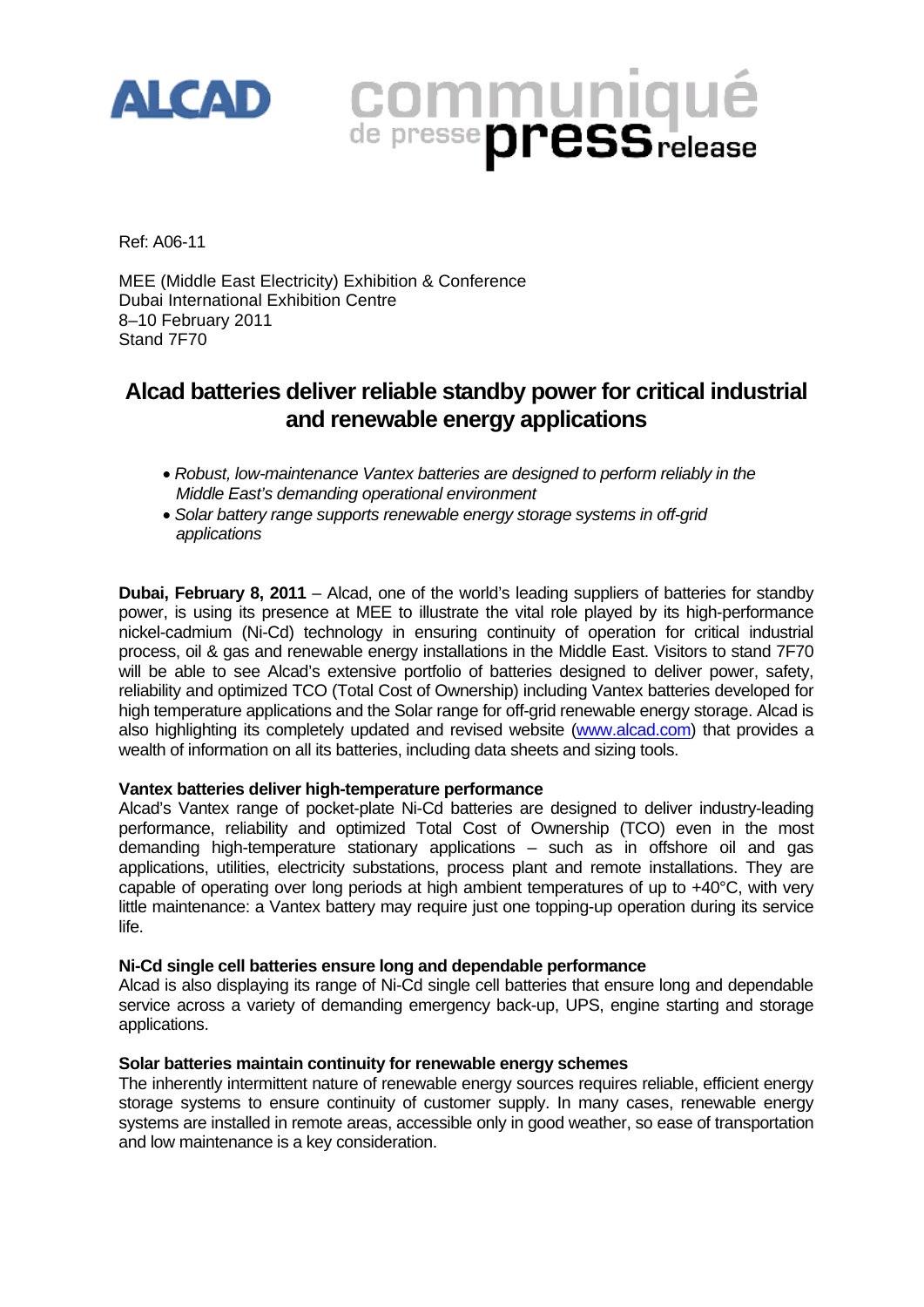ALCAD

communiqué de presse press release

Ref: A06-11

MEE (Middle East Electricity) Exhibition & Conference
Dubai International Exhibition Centre
8–10 February 2011
Stand 7F70

# Alcad batteries deliver reliable standby power for critical industrial and renewable energy applications

- *Robust, low-maintenance Vantex batteries are designed to perform reliably in the Middle East's demanding operational environment*
- *Solar battery range supports renewable energy storage systems in off-grid applications*

**Dubai, February 8, 2011** – Alcad, one of the world's leading suppliers of batteries for standby power, is using its presence at MEE to illustrate the vital role played by its high-performance nickel-cadmium (Ni-Cd) technology in ensuring continuity of operation for critical industrial process, oil & gas and renewable energy installations in the Middle East. Visitors to stand 7F70 will be able to see Alcad's extensive portfolio of batteries designed to deliver power, safety, reliability and optimized TCO (Total Cost of Ownership) including Vantex batteries developed for high temperature applications and the Solar range for off-grid renewable energy storage. Alcad is also highlighting its completely updated and revised website (www.alcad.com) that provides a wealth of information on all its batteries, including data sheets and sizing tools.

**Vantex batteries deliver high-temperature performance**

Alcad's Vantex range of pocket-plate Ni-Cd batteries are designed to deliver industry-leading performance, reliability and optimized Total Cost of Ownership (TCO) even in the most demanding high-temperature stationary applications – such as in offshore oil and gas applications, utilities, electricity substations, process plant and remote installations. They are capable of operating over long periods at high ambient temperatures of up to +40°C, with very little maintenance: a Vantex battery may require just one topping-up operation during its service life.

**Ni-Cd single cell batteries ensure long and dependable performance**

Alcad is also displaying its range of Ni-Cd single cell batteries that ensure long and dependable service across a variety of demanding emergency back-up, UPS, engine starting and storage applications.

**Solar batteries maintain continuity for renewable energy schemes**

The inherently intermittent nature of renewable energy sources requires reliable, efficient energy storage systems to ensure continuity of customer supply. In many cases, renewable energy systems are installed in remote areas, accessible only in good weather, so ease of transportation and low maintenance is a key consideration.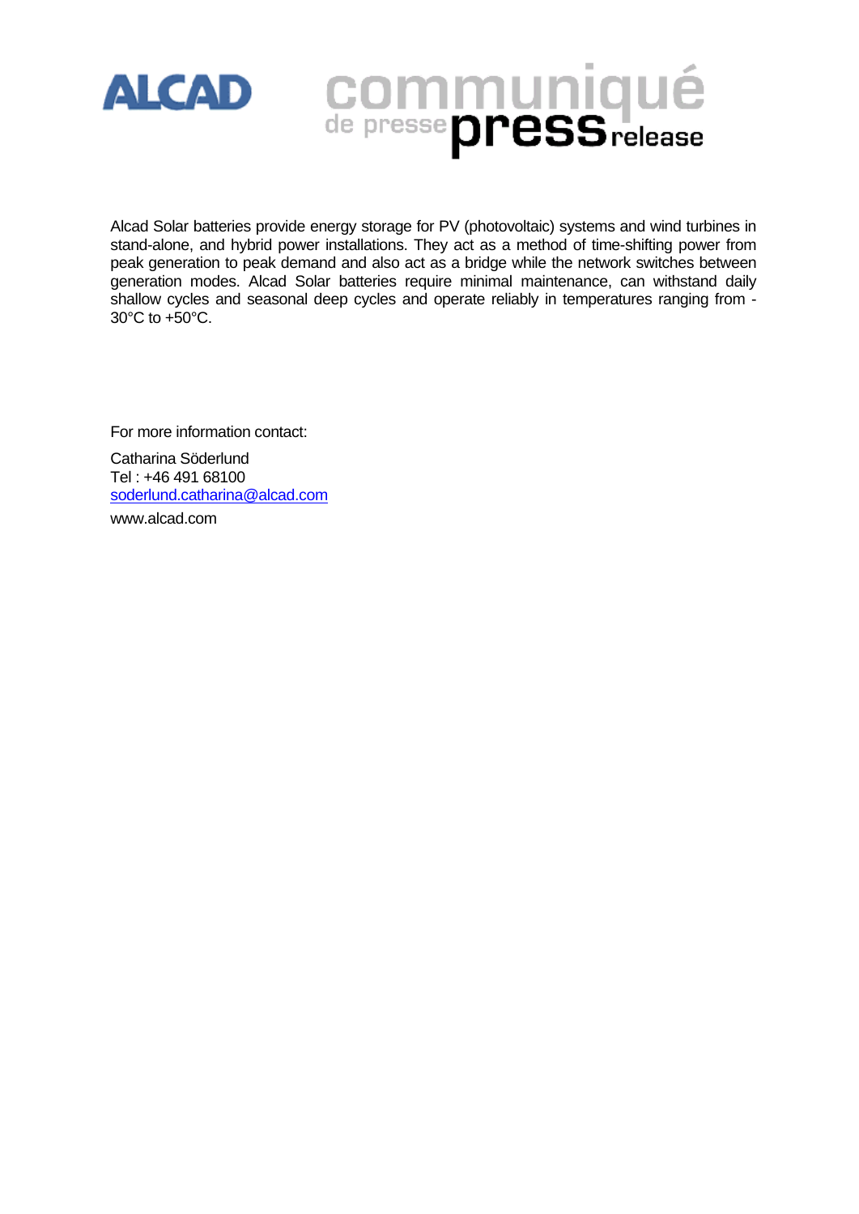Alcad Solar batteries provide energy storage for PV (photovoltaic) systems and wind turbines in stand-alone, and hybrid power installations. They act as a method of time-shifting power from peak generation to peak demand and also act as a bridge while the network switches between generation modes. Alcad Solar batteries require minimal maintenance, can withstand daily shallow cycles and seasonal deep cycles and operate reliably in temperatures ranging from -30°C to +50°C.

For more information contact:

Catharina Söderlund
Tel : +46 491 68100
soderlund.catharina@alcad.com

www.alcad.com